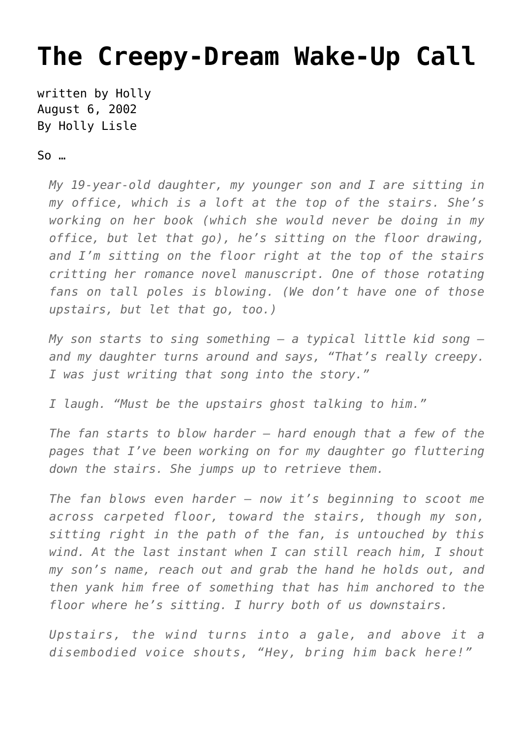# The Creepy-Dream Wake-Up Call

written by Holly
August 6, 2002
By Holly Lisle

So …

> *My 19-year-old daughter, my younger son and I are sitting in my office, which is a loft at the top of the stairs. She's working on her book (which she would never be doing in my office, but let that go), he's sitting on the floor drawing, and I'm sitting on the floor right at the top of the stairs critting her romance novel manuscript. One of those rotating fans on tall poles is blowing. (We don't have one of those upstairs, but let that go, too.)*
>
> *My son starts to sing something — a typical little kid song — and my daughter turns around and says, "That's really creepy. I was just writing that song into the story."*
>
> *I laugh. "Must be the upstairs ghost talking to him."*
>
> *The fan starts to blow harder — hard enough that a few of the pages that I've been working on for my daughter go fluttering down the stairs. She jumps up to retrieve them.*
>
> *The fan blows even harder — now it's beginning to scoot me across carpeted floor, toward the stairs, though my son, sitting right in the path of the fan, is untouched by this wind. At the last instant when I can still reach him, I shout my son's name, reach out and grab the hand he holds out, and then yank him free of something that has him anchored to the floor where he's sitting. I hurry both of us downstairs.*
>
> *Upstairs, the wind turns into a gale, and above it a disembodied voice shouts, "Hey, bring him back here!"*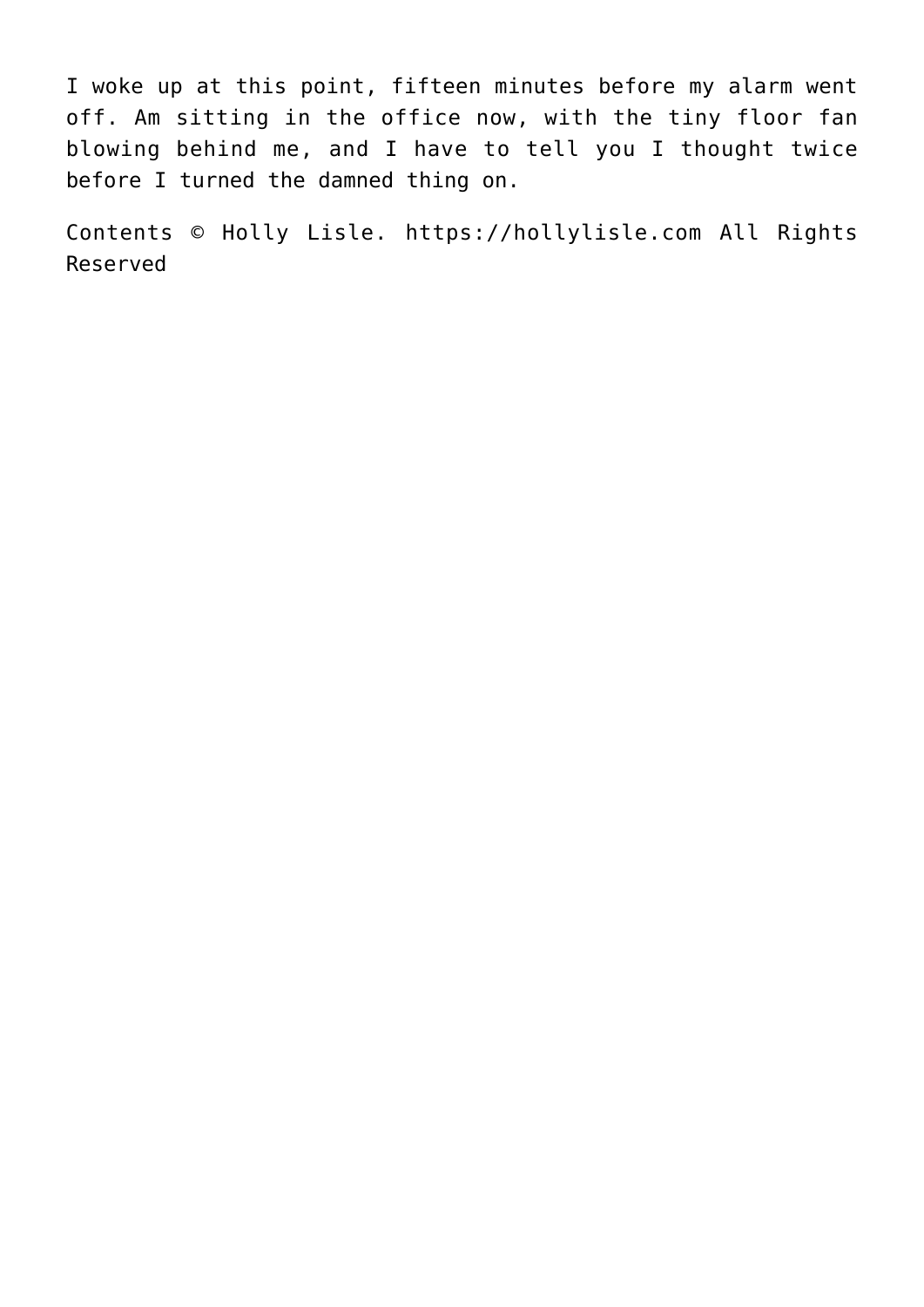I woke up at this point, fifteen minutes before my alarm went off. Am sitting in the office now, with the tiny floor fan blowing behind me, and I have to tell you I thought twice before I turned the damned thing on.

Contents © Holly Lisle. https://hollylisle.com All Rights Reserved